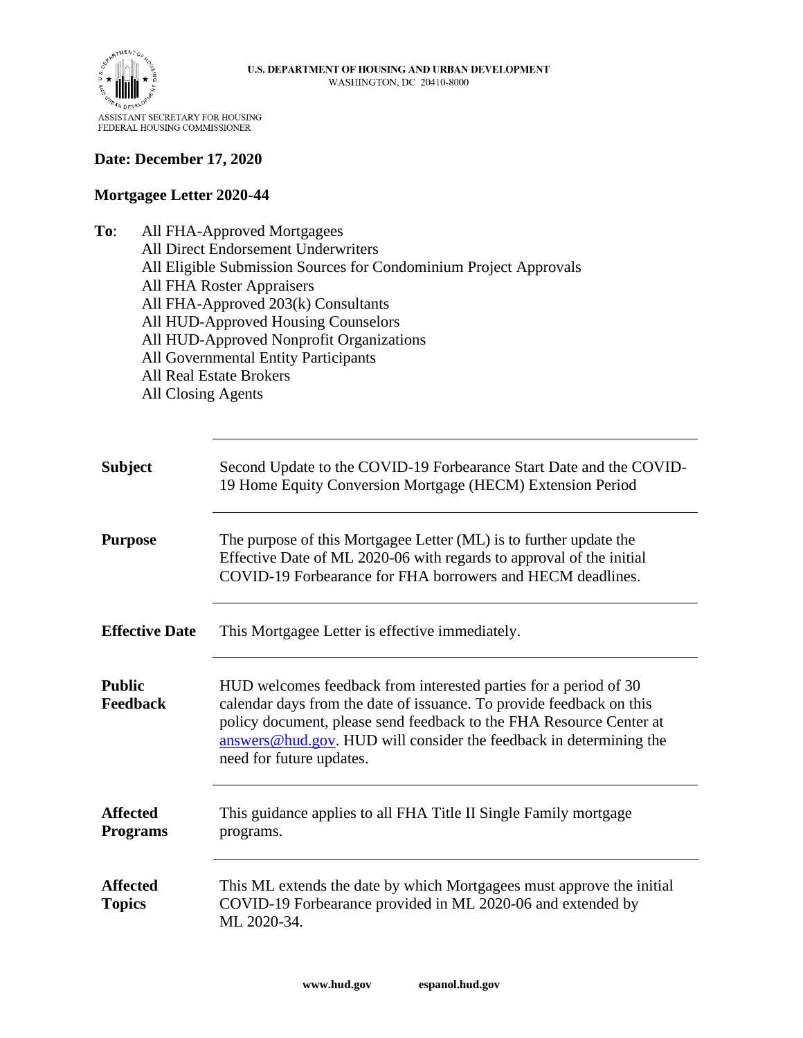U.S. DEPARTMENT OF HOUSING AND URBAN DEVELOPMENT
WASHINGTON, DC 20410-8000

ASSISTANT SECRETARY FOR HOUSING
FEDERAL HOUSING COMMISSIONER

**Date: December 17, 2020**

**Mortgagee Letter 2020-44**

**To**: All FHA-Approved Mortgagees
All Direct Endorsement Underwriters
All Eligible Submission Sources for Condominium Project Approvals
All FHA Roster Appraisers
All FHA-Approved 203(k) Consultants
All HUD-Approved Housing Counselors
All HUD-Approved Nonprofit Organizations
All Governmental Entity Participants
All Real Estate Brokers
All Closing Agents

| | |
|---|---|
| **Subject** | Second Update to the COVID-19 Forbearance Start Date and the COVID-19 Home Equity Conversion Mortgage (HECM) Extension Period |
| **Purpose** | The purpose of this Mortgagee Letter (ML) is to further update the Effective Date of ML 2020-06 with regards to approval of the initial COVID-19 Forbearance for FHA borrowers and HECM deadlines. |
| **Effective Date** | This Mortgagee Letter is effective immediately. |
| **Public Feedback** | HUD welcomes feedback from interested parties for a period of 30 calendar days from the date of issuance. To provide feedback on this policy document, please send feedback to the FHA Resource Center at answers@hud.gov. HUD will consider the feedback in determining the need for future updates. |
| **Affected Programs** | This guidance applies to all FHA Title II Single Family mortgage programs. |
| **Affected Topics** | This ML extends the date by which Mortgagees must approve the initial COVID-19 Forbearance provided in ML 2020-06 and extended by ML 2020-34. |

www.hud.gov espanol.hud.gov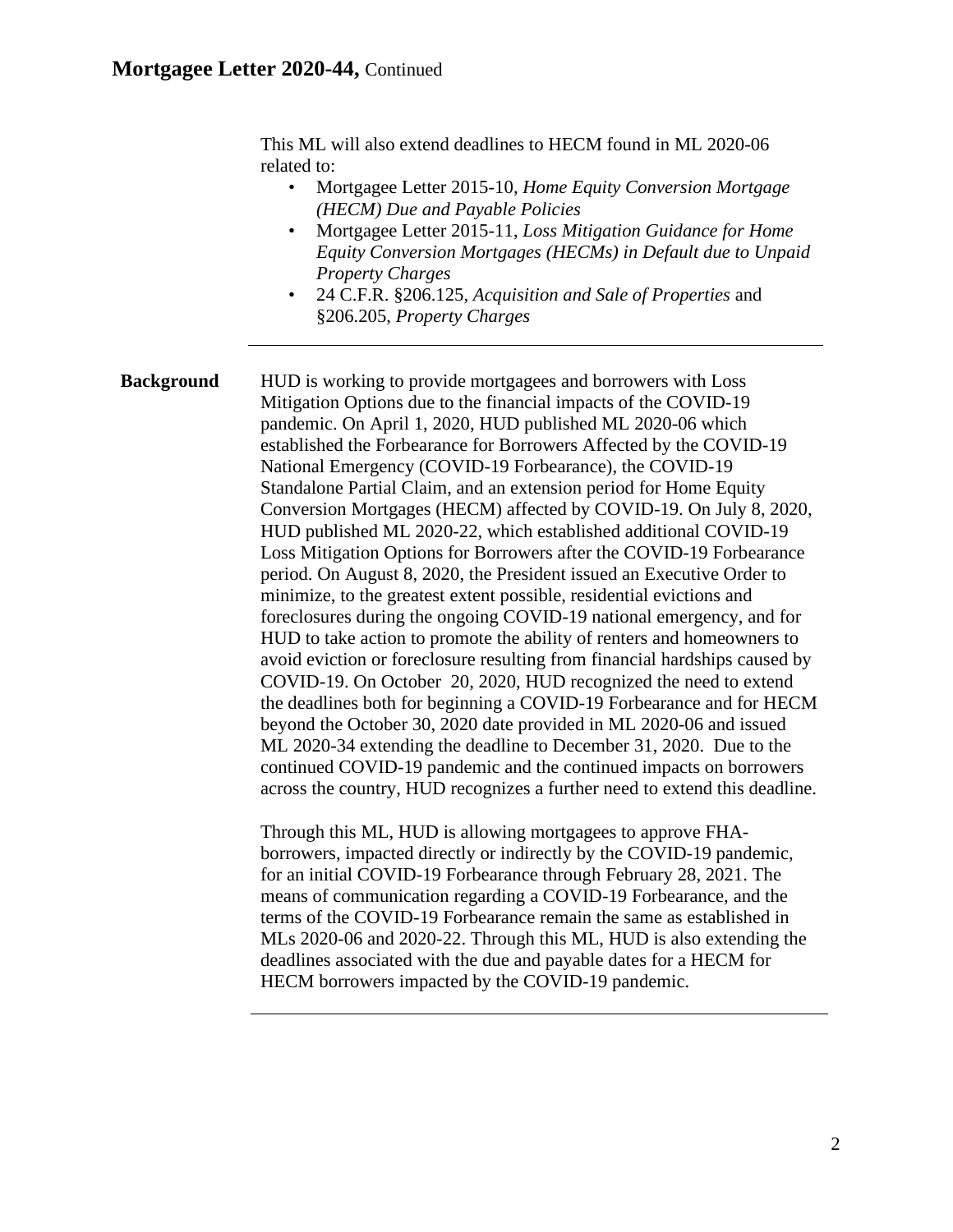This ML will also extend deadlines to HECM found in ML 2020-06 related to:

- Mortgagee Letter 2015-10, *Home Equity Conversion Mortgage (HECM) Due and Payable Policies*
- Mortgagee Letter 2015-11, *Loss Mitigation Guidance for Home Equity Conversion Mortgages (HECMs) in Default due to Unpaid Property Charges*
- 24 C.F.R. §206.125, *Acquisition and Sale of Properties* and §206.205, *Property Charges*

**Background**

HUD is working to provide mortgagees and borrowers with Loss Mitigation Options due to the financial impacts of the COVID-19 pandemic. On April 1, 2020, HUD published ML 2020-06 which established the Forbearance for Borrowers Affected by the COVID-19 National Emergency (COVID-19 Forbearance), the COVID-19 Standalone Partial Claim, and an extension period for Home Equity Conversion Mortgages (HECM) affected by COVID-19. On July 8, 2020, HUD published ML 2020-22, which established additional COVID-19 Loss Mitigation Options for Borrowers after the COVID-19 Forbearance period. On August 8, 2020, the President issued an Executive Order to minimize, to the greatest extent possible, residential evictions and foreclosures during the ongoing COVID-19 national emergency, and for HUD to take action to promote the ability of renters and homeowners to avoid eviction or foreclosure resulting from financial hardships caused by COVID-19. On October 20, 2020, HUD recognized the need to extend the deadlines both for beginning a COVID-19 Forbearance and for HECM beyond the October 30, 2020 date provided in ML 2020-06 and issued ML 2020-34 extending the deadline to December 31, 2020. Due to the continued COVID-19 pandemic and the continued impacts on borrowers across the country, HUD recognizes a further need to extend this deadline.

Through this ML, HUD is allowing mortgagees to approve FHA-borrowers, impacted directly or indirectly by the COVID-19 pandemic, for an initial COVID-19 Forbearance through February 28, 2021. The means of communication regarding a COVID-19 Forbearance, and the terms of the COVID-19 Forbearance remain the same as established in MLs 2020-06 and 2020-22. Through this ML, HUD is also extending the deadlines associated with the due and payable dates for a HECM for HECM borrowers impacted by the COVID-19 pandemic.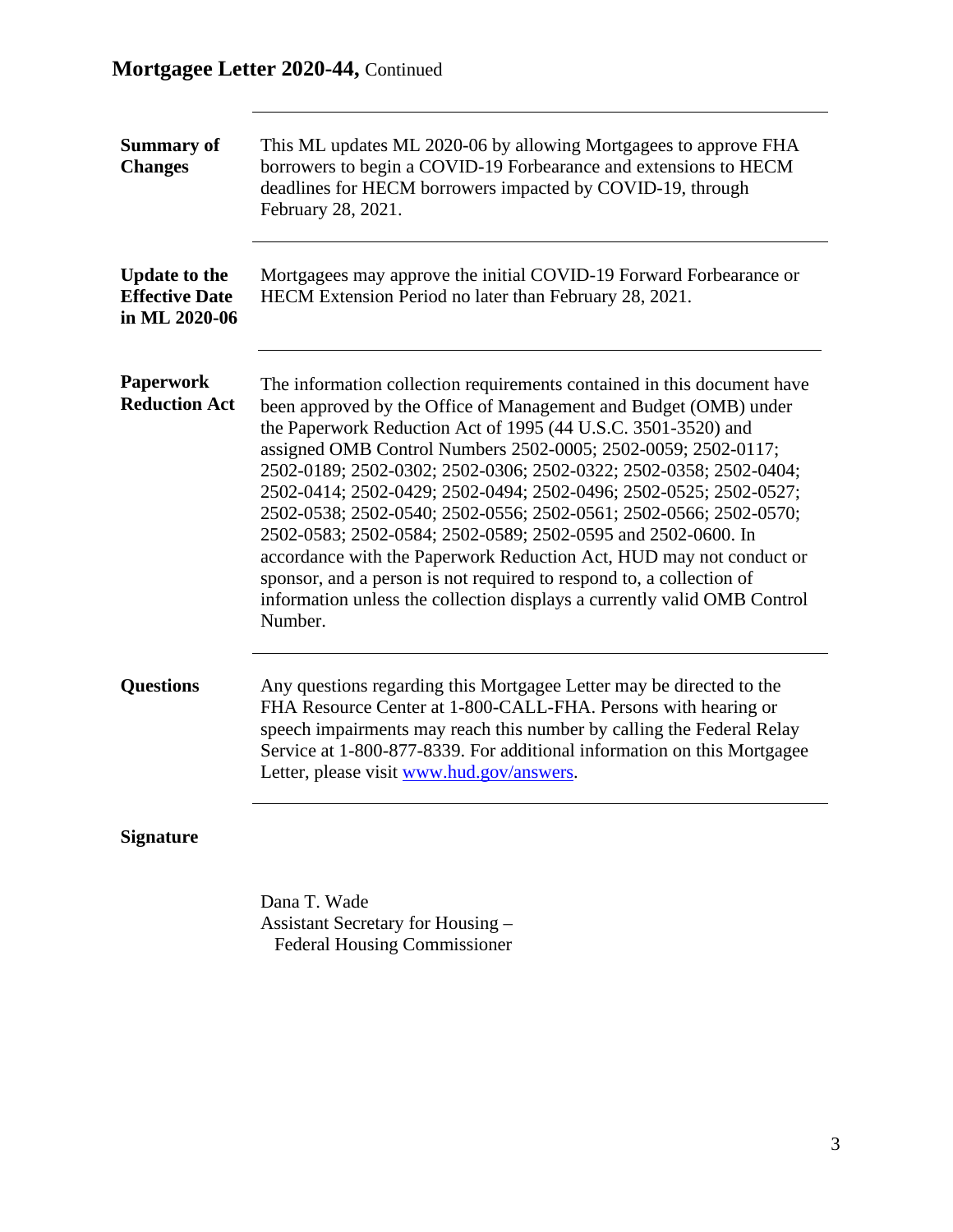**Summary of Changes**

This ML updates ML 2020-06 by allowing Mortgagees to approve FHA borrowers to begin a COVID-19 Forbearance and extensions to HECM deadlines for HECM borrowers impacted by COVID-19, through February 28, 2021.

**Update to the Effective Date in ML 2020-06**

Mortgagees may approve the initial COVID-19 Forward Forbearance or HECM Extension Period no later than February 28, 2021.

**Paperwork Reduction Act**

The information collection requirements contained in this document have been approved by the Office of Management and Budget (OMB) under the Paperwork Reduction Act of 1995 (44 U.S.C. 3501-3520) and assigned OMB Control Numbers 2502-0005; 2502-0059; 2502-0117; 2502-0189; 2502-0302; 2502-0306; 2502-0322; 2502-0358; 2502-0404; 2502-0414; 2502-0429; 2502-0494; 2502-0496; 2502-0525; 2502-0527; 2502-0538; 2502-0540; 2502-0556; 2502-0561; 2502-0566; 2502-0570; 2502-0583; 2502-0584; 2502-0589; 2502-0595 and 2502-0600. In accordance with the Paperwork Reduction Act, HUD may not conduct or sponsor, and a person is not required to respond to, a collection of information unless the collection displays a currently valid OMB Control Number.

**Questions**

Any questions regarding this Mortgagee Letter may be directed to the FHA Resource Center at 1-800-CALL-FHA. Persons with hearing or speech impairments may reach this number by calling the Federal Relay Service at 1-800-877-8339. For additional information on this Mortgagee Letter, please visit www.hud.gov/answers.

**Signature**

Dana T. Wade
Assistant Secretary for Housing –
Federal Housing Commissioner